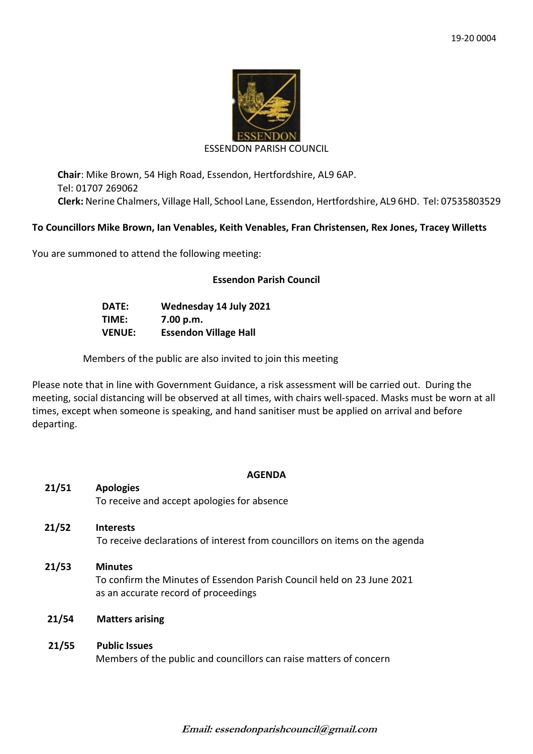19-20 0004

ESSENDON PARISH COUNCIL

**Chair**: Mike Brown, 54 High Road, Essendon, Hertfordshire, AL9 6AP.
Tel: 01707 269062
**Clerk:** Nerine Chalmers, Village Hall, School Lane, Essendon, Hertfordshire, AL9 6HD. Tel: 07535803529

**To Councillors Mike Brown, Ian Venables, Keith Venables, Fran Christensen, Rex Jones, Tracey Willetts**

You are summoned to attend the following meeting:

**Essendon Parish Council**

**DATE:** **Wednesday 14 July 2021**
**TIME:** **7.00 p.m.**
**VENUE:** **Essendon Village Hall**

Members of the public are also invited to join this meeting

Please note that in line with Government Guidance, a risk assessment will be carried out. During the meeting, social distancing will be observed at all times, with chairs well-spaced. Masks must be worn at all times, except when someone is speaking, and hand sanitiser must be applied on arrival and before departing.

## AGENDA

**21/51 Apologies**
To receive and accept apologies for absence

**21/52 Interests**
To receive declarations of interest from councillors on items on the agenda

**21/53 Minutes**
To confirm the Minutes of Essendon Parish Council held on 23 June 2021 as an accurate record of proceedings

**21/54 Matters arising**

**21/55 Public Issues**
Members of the public and councillors can raise matters of concern

***Email: essendonparishcouncil@gmail.com***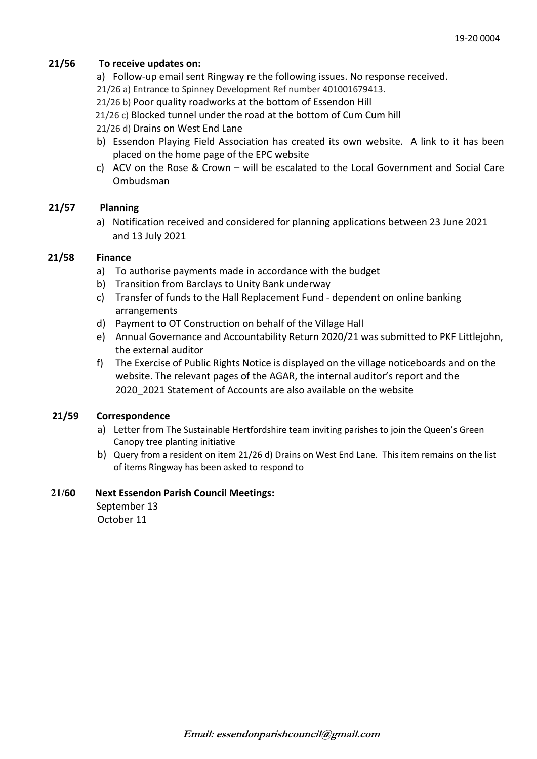**21/56 To receive updates on:**

a) Follow-up email sent Ringway re the following issues. No response received.

21/26 a) Entrance to Spinney Development Ref number 401001679413.

21/26 b) Poor quality roadworks at the bottom of Essendon Hill

21/26 c) Blocked tunnel under the road at the bottom of Cum Cum hill

21/26 d) Drains on West End Lane

b) Essendon Playing Field Association has created its own website. A link to it has been placed on the home page of the EPC website

c) ACV on the Rose & Crown – will be escalated to the Local Government and Social Care Ombudsman

**21/57 Planning**

a) Notification received and considered for planning applications between 23 June 2021 and 13 July 2021

**21/58 Finance**

a) To authorise payments made in accordance with the budget

b) Transition from Barclays to Unity Bank underway

c) Transfer of funds to the Hall Replacement Fund - dependent on online banking arrangements

d) Payment to OT Construction on behalf of the Village Hall

e) Annual Governance and Accountability Return 2020/21 was submitted to PKF Littlejohn, the external auditor

f) The Exercise of Public Rights Notice is displayed on the village noticeboards and on the website. The relevant pages of the AGAR, the internal auditor's report and the 2020_2021 Statement of Accounts are also available on the website

**21/59 Correspondence**

a) Letter from The Sustainable Hertfordshire team inviting parishes to join the Queen's Green Canopy tree planting initiative

b) Query from a resident on item 21/26 d) Drains on West End Lane. This item remains on the list of items Ringway has been asked to respond to

**21/60 Next Essendon Parish Council Meetings:**

September 13

October 11

***Email: essendonparishcouncil@gmail.com***